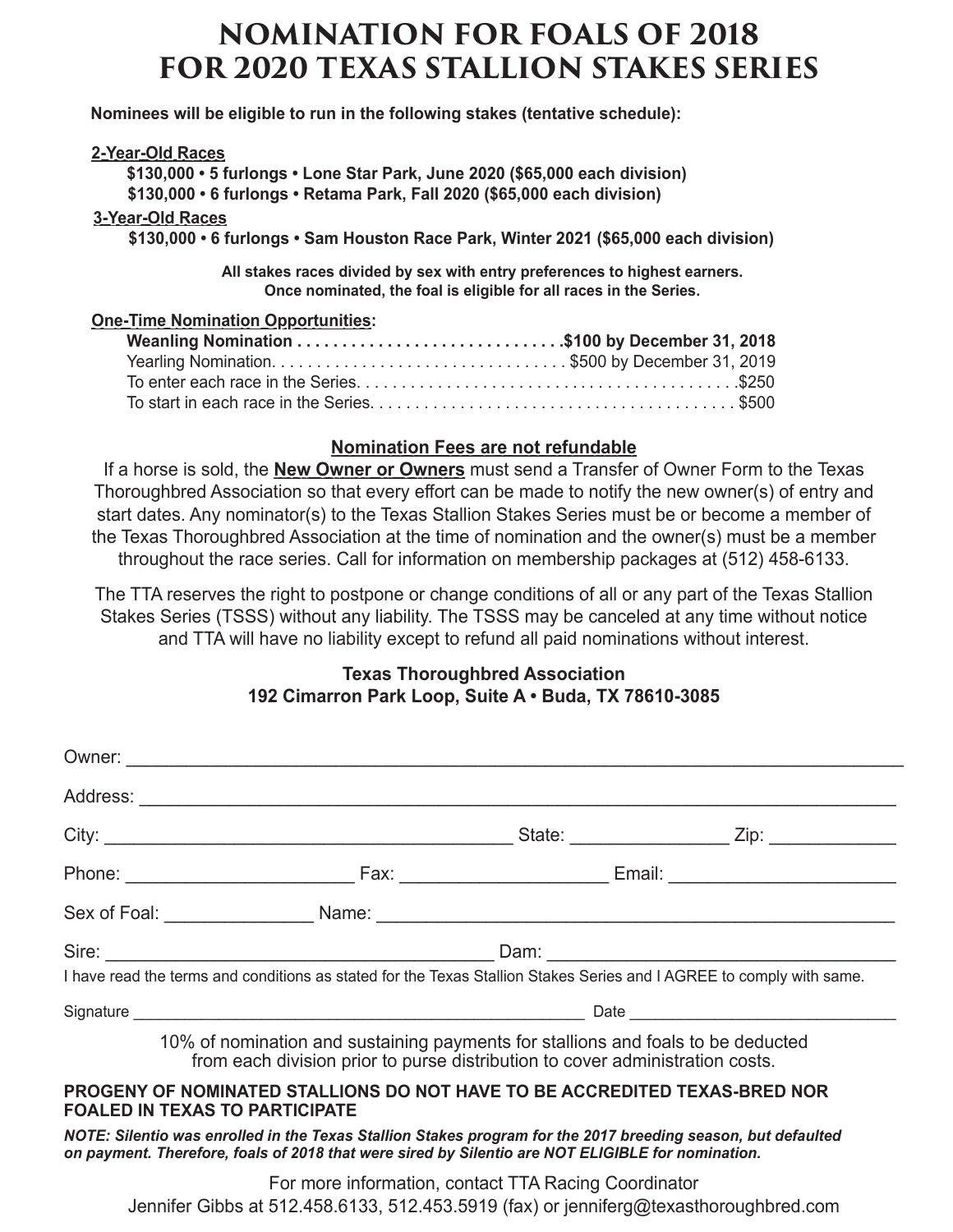# NOMINATION FOR FOALS OF 2018 FOR 2020 TEXAS STALLION STAKES SERIES

**Nominees will be eligible to run in the following stakes (tentative schedule):**

**2-Year-Old Races**

**$130,000 • 5 furlongs • Lone Star Park, June 2020 ($65,000 each division)**
**$130,000 • 6 furlongs • Retama Park, Fall 2020 ($65,000 each division)**

**3-Year-Old Races**

**$130,000 • 6 furlongs • Sam Houston Race Park, Winter 2021 ($65,000 each division)**

**All stakes races divided by sex with entry preferences to highest earners.**
**Once nominated, the foal is eligible for all races in the Series.**

**One-Time Nomination Opportunities:**

**Weanling Nomination . . . . . . . . . . . . . . . . . . . . . . . . . . . . . .$100 by December 31, 2018**
Yearling Nomination. . . . . . . . . . . . . . . . . . . . . . . . . . . . . . . . $500 by December 31, 2019
To enter each race in the Series. . . . . . . . . . . . . . . . . . . . . . . . . . . . . . . . . . . . . . . . . .$250
To start in each race in the Series. . . . . . . . . . . . . . . . . . . . . . . . . . . . . . . . . . . . . . . . $500

**Nomination Fees are not refundable**

If a horse is sold, the **New Owner or Owners** must send a Transfer of Owner Form to the Texas Thoroughbred Association so that every effort can be made to notify the new owner(s) of entry and start dates. Any nominator(s) to the Texas Stallion Stakes Series must be or become a member of the Texas Thoroughbred Association at the time of nomination and the owner(s) must be a member throughout the race series. Call for information on membership packages at (512) 458-6133.

The TTA reserves the right to postpone or change conditions of all or any part of the Texas Stallion Stakes Series (TSSS) without any liability. The TSSS may be canceled at any time without notice and TTA will have no liability except to refund all paid nominations without interest.

**Texas Thoroughbred Association**
**192 Cimarron Park Loop, Suite A • Buda, TX 78610-3085**

Owner: ______________________________________________________________

Address: ______________________________________________________________

City: ______________________________ State: ______________ Zip: ____________

Phone: ____________________ Fax: ___________________ Email: ____________________

Sex of Foal: _____________ Name: ______________________________________________

Sire: ________________________________ Dam: ________________________________

I have read the terms and conditions as stated for the Texas Stallion Stakes Series and I AGREE to comply with same.

Signature ____________________________________________ Date __________________________

10% of nomination and sustaining payments for stallions and foals to be deducted from each division prior to purse distribution to cover administration costs.

**PROGENY OF NOMINATED STALLIONS DO NOT HAVE TO BE ACCREDITED TEXAS-BRED NOR FOALED IN TEXAS TO PARTICIPATE**

***NOTE: Silentio was enrolled in the Texas Stallion Stakes program for the 2017 breeding season, but defaulted on payment. Therefore, foals of 2018 that were sired by Silentio are NOT ELIGIBLE for nomination.***

For more information, contact TTA Racing Coordinator
Jennifer Gibbs at 512.458.6133, 512.453.5919 (fax) or jenniferg@texasthoroughbred.com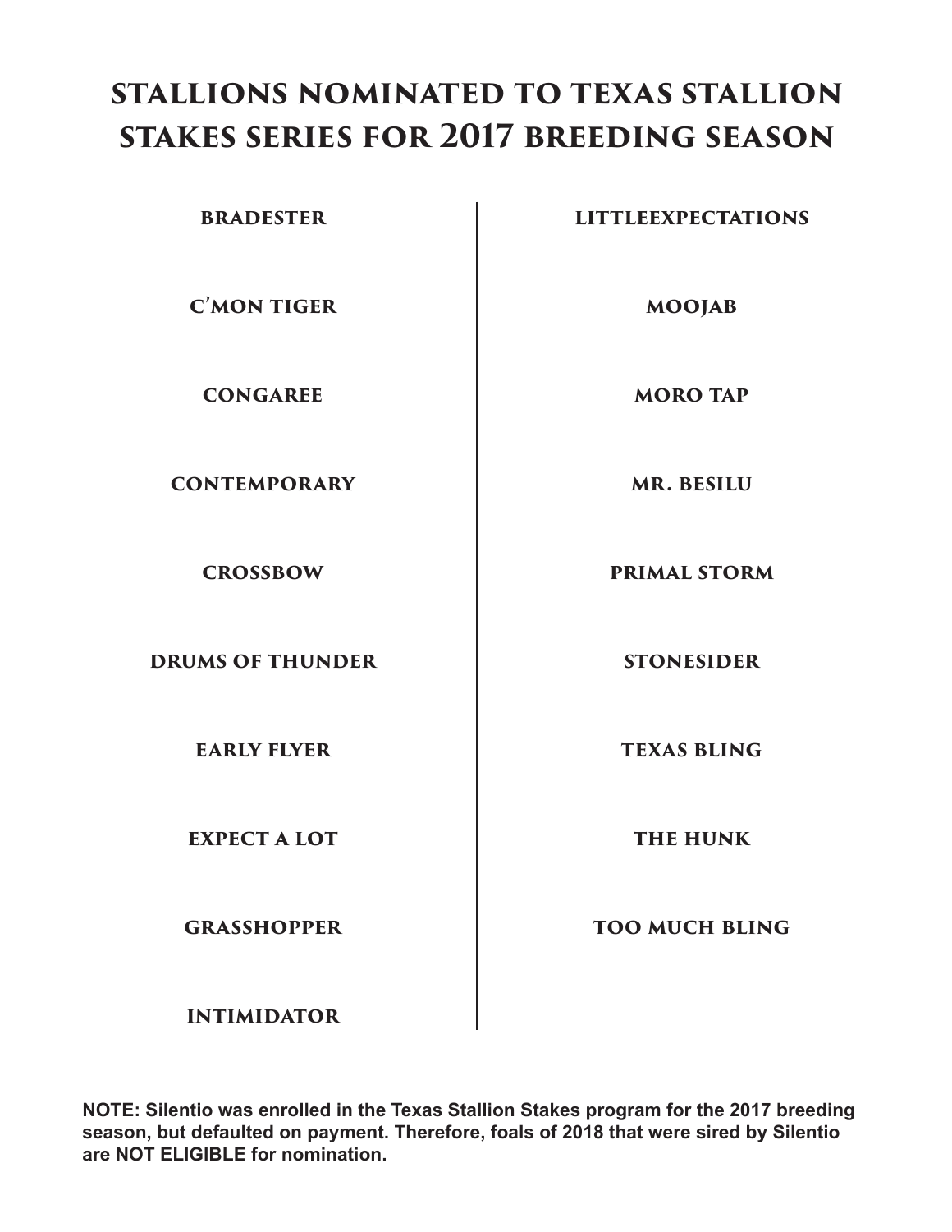# STALLIONS NOMINATED TO TEXAS STALLION STAKES SERIES FOR 2017 BREEDING SEASON

BRADESTER

C'MON TIGER

CONGAREE

CONTEMPORARY

CROSSBOW

DRUMS OF THUNDER

EARLY FLYER

EXPECT A LOT

GRASSHOPPER

INTIMIDATOR

LITTLEEXPECTATIONS

MOOJAB

MORO TAP

MR. BESILU

PRIMAL STORM

STONESIDER

TEXAS BLING

THE HUNK

TOO MUCH BLING

**NOTE: Silentio was enrolled in the Texas Stallion Stakes program for the 2017 breeding season, but defaulted on payment. Therefore, foals of 2018 that were sired by Silentio are NOT ELIGIBLE for nomination.**